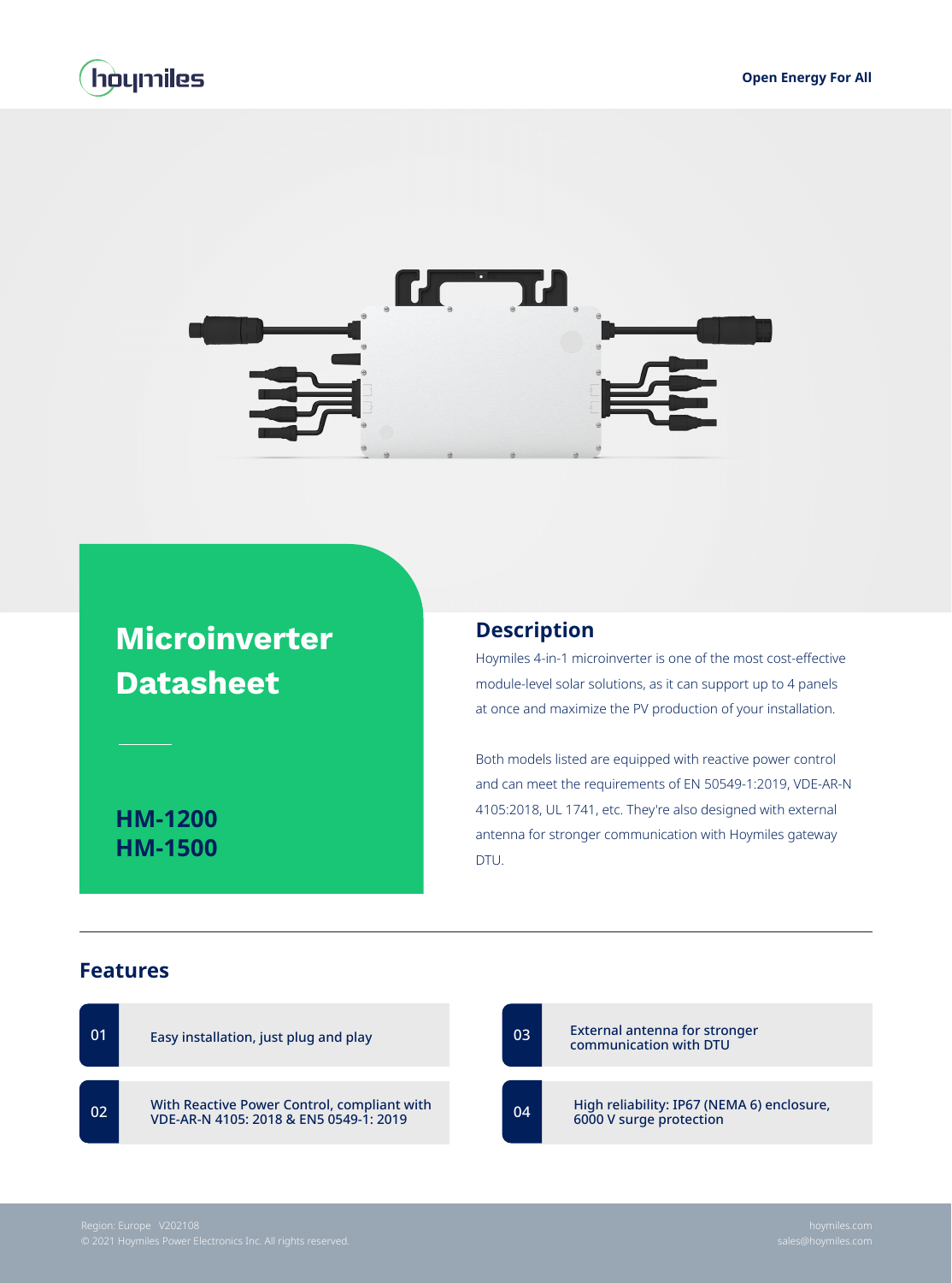hoymiles

Open Energy For All

# Microinverter Datasheet

**HM-1200**
**HM-1500**

## Description

Hoymiles 4-in-1 microinverter is one of the most cost-effective module-level solar solutions, as it can support up to 4 panels at once and maximize the PV production of your installation.

Both models listed are equipped with reactive power control and can meet the requirements of EN 50549-1:2019, VDE-AR-N 4105:2018, UL 1741, etc. They're also designed with external antenna for stronger communication with Hoymiles gateway DTU.

## Features

- 01 Easy installation, just plug and play
- 02 With Reactive Power Control, compliant with VDE-AR-N 4105: 2018 & EN5 0549-1: 2019
- 03 External antenna for stronger communication with DTU
- 04 High reliability: IP67 (NEMA 6) enclosure, 6000 V surge protection

Region: Europe V202108
© 2021 Hoymiles Power Electronics Inc. All rights reserved.

hoymiles.com
sales@hoymiles.com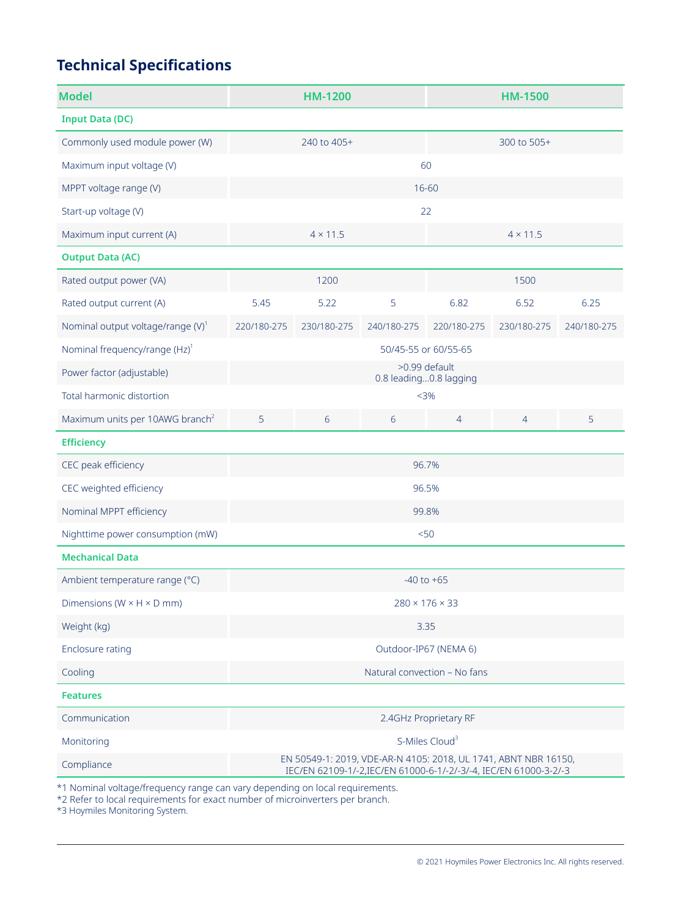## Technical Specifications

| Model | HM-1200 | | | HM-1500 | | |
|---|---|---|---|---|---|---|
| **Input Data (DC)** | | | | | | |
| Commonly used module power (W) | 240 to 405+ | | | 300 to 505+ | | |
| Maximum input voltage (V) | 60 | | | | | |
| MPPT voltage range (V) | 16-60 | | | | | |
| Start-up voltage (V) | 22 | | | | | |
| Maximum input current (A) | 4 × 11.5 | | | 4 × 11.5 | | |
| **Output Data (AC)** | | | | | | |
| Rated output power (VA) | 1200 | | | 1500 | | |
| Rated output current (A) | 5.45 | 5.22 | 5 | 6.82 | 6.52 | 6.25 |
| Nominal output voltage/range (V)[1] | 220/180-275 | 230/180-275 | 240/180-275 | 220/180-275 | 230/180-275 | 240/180-275 |
| Nominal frequency/range (Hz)[1] | 50/45-55 or 60/55-65 | | | | | |
| Power factor (adjustable) | >0.99 default 0.8 leading...0.8 lagging | | | | | |
| Total harmonic distortion | <3% | | | | | |
| Maximum units per 10AWG branch[2] | 5 | 6 | 6 | 4 | 4 | 5 |
| **Efficiency** | | | | | | |
| CEC peak efficiency | 96.7% | | | | | |
| CEC weighted efficiency | 96.5% | | | | | |
| Nominal MPPT efficiency | 99.8% | | | | | |
| Nighttime power consumption (mW) | <50 | | | | | |
| **Mechanical Data** | | | | | | |
| Ambient temperature range (°C) | -40 to +65 | | | | | |
| Dimensions (W × H × D mm) | 280 × 176 × 33 | | | | | |
| Weight (kg) | 3.35 | | | | | |
| Enclosure rating | Outdoor-IP67 (NEMA 6) | | | | | |
| Cooling | Natural convection – No fans | | | | | |
| **Features** | | | | | | |
| Communication | 2.4GHz Proprietary RF | | | | | |
| Monitoring | S-Miles Cloud[3] | | | | | |
| Compliance | EN 50549-1: 2019, VDE-AR-N 4105: 2018, UL 1741, ABNT NBR 16150, IEC/EN 62109-1/-2,IEC/EN 61000-6-1/-2/-3/-4, IEC/EN 61000-3-2/-3 | | | | | |

*1 Nominal voltage/frequency range can vary depending on local requirements.
*2 Refer to local requirements for exact number of microinverters per branch.
*3 Hoymiles Monitoring System.

© 2021 Hoymiles Power Electronics Inc. All rights reserved.